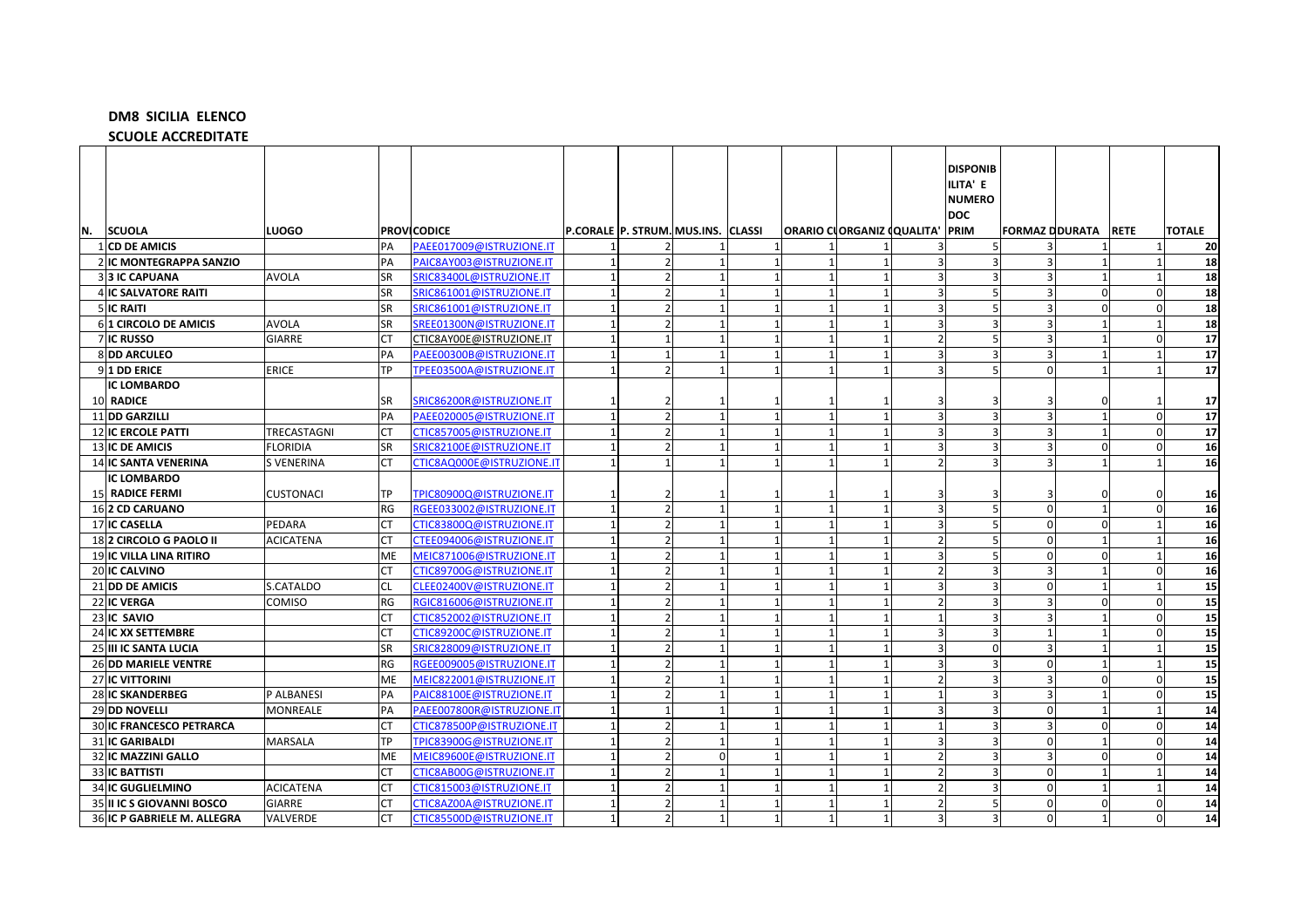**DM8 SICILIA ELENCO**

**SCUOLE ACCREDITATE**

| N. | SCUOLA | LUOGO | PROVI | CODICE | P.CORALE | P. STRUM. | MUS.INS. | CLASSI | ORARIO CU | ORGANIZ | QUALITA' | DISPONIBILITA' E NUMERO DOC PRIM | FORMAZ D | DURATA | RETE | TOTALE |
|---|---|---|---|---|---|---|---|---|---|---|---|---|---|---|---|---|
| 1 | CD DE AMICIS | | PA | PAEE017009@ISTRUZIONE.IT | 1 | 2 | 1 | 1 | 1 | 1 | 3 | 5 | 3 | 1 | 1 | 20 |
| 2 | IC MONTEGRAPPA SANZIO | | PA | PAIC8AY003@ISTRUZIONE.IT | 1 | 2 | 1 | 1 | 1 | 1 | 3 | 3 | 3 | 1 | 1 | 18 |
| 3 | 3 IC CAPUANA | AVOLA | SR | SRIC83400L@ISTRUZIONE.IT | 1 | 2 | 1 | 1 | 1 | 1 | 3 | 3 | 3 | 1 | 1 | 18 |
| 4 | IC SALVATORE RAITI | | SR | SRIC861001@ISTRUZIONE.IT | 1 | 2 | 1 | 1 | 1 | 1 | 3 | 5 | 3 | 0 | 0 | 18 |
| 5 | IC RAITI | | SR | SRIC861001@ISTRUZIONE.IT | 1 | 2 | 1 | 1 | 1 | 1 | 3 | 5 | 3 | 0 | 0 | 18 |
| 6 | 1 CIRCOLO DE AMICIS | AVOLA | SR | SREE01300N@ISTRUZIONE.IT | 1 | 2 | 1 | 1 | 1 | 1 | 3 | 3 | 3 | 1 | 1 | 18 |
| 7 | IC RUSSO | GIARRE | CT | CTIC8AY00E@ISTRUZIONE.IT | 1 | 1 | 1 | 1 | 1 | 1 | 2 | 5 | 3 | 1 | 0 | 17 |
| 8 | DD ARCULEO | | PA | PAEE00300B@ISTRUZIONE.IT | 1 | 1 | 1 | 1 | 1 | 1 | 3 | 3 | 3 | 1 | 1 | 17 |
| 9 | 1 DD ERICE | ERICE | TP | TPEE03500A@ISTRUZIONE.IT | 1 | 2 | 1 | 1 | 1 | 1 | 3 | 5 | 0 | 1 | 1 | 17 |
| 10 | IC LOMBARDO RADICE | | SR | SRIC86200R@ISTRUZIONE.IT | 1 | 2 | 1 | 1 | 1 | 1 | 3 | 3 | 3 | 0 | 1 | 17 |
| 11 | DD GARZILLI | | PA | PAEE020005@ISTRUZIONE.IT | 1 | 2 | 1 | 1 | 1 | 1 | 3 | 3 | 3 | 1 | 0 | 17 |
| 12 | IC ERCOLE PATTI | TRECASTAGNI | CT | CTIC857005@ISTRUZIONE.IT | 1 | 2 | 1 | 1 | 1 | 1 | 3 | 3 | 3 | 1 | 0 | 17 |
| 13 | IC DE AMICIS | FLORIDIA | SR | SRIC82100E@ISTRUZIONE.IT | 1 | 2 | 1 | 1 | 1 | 1 | 3 | 3 | 3 | 0 | 0 | 16 |
| 14 | IC SANTA VENERINA | S VENERINA | CT | CTIC8AQ000E@ISTRUZIONE.IT | 1 | 1 | 1 | 1 | 1 | 1 | 2 | 3 | 3 | 1 | 1 | 16 |
| 15 | IC LOMBARDO RADICE FERMI | CUSTONACI | TP | TPIC80900Q@ISTRUZIONE.IT | 1 | 2 | 1 | 1 | 1 | 1 | 3 | 3 | 3 | 0 | 0 | 16 |
| 16 | 2 CD CARUANO | | RG | RGEE033002@ISTRUZIONE.IT | 1 | 2 | 1 | 1 | 1 | 1 | 3 | 5 | 0 | 1 | 0 | 16 |
| 17 | IC CASELLA | PEDARA | CT | CTIC83800Q@ISTRUZIONE.IT | 1 | 2 | 1 | 1 | 1 | 1 | 3 | 5 | 0 | 0 | 1 | 16 |
| 18 | 2 CIRCOLO G PAOLO II | ACICATENA | CT | CTEE094006@ISTRUZIONE.IT | 1 | 2 | 1 | 1 | 1 | 1 | 2 | 5 | 0 | 1 | 1 | 16 |
| 19 | IC VILLA LINA RITIRO | | ME | MEIC871006@ISTRUZIONE.IT | 1 | 2 | 1 | 1 | 1 | 1 | 3 | 5 | 0 | 0 | 1 | 16 |
| 20 | IC CALVINO | | CT | CTIC89700G@ISTRUZIONE.IT | 1 | 2 | 1 | 1 | 1 | 1 | 2 | 3 | 3 | 1 | 0 | 16 |
| 21 | DD DE AMICIS | S.CATALDO | CL | CLEE02400V@ISTRUZIONE.IT | 1 | 2 | 1 | 1 | 1 | 1 | 3 | 3 | 0 | 1 | 1 | 15 |
| 22 | IC VERGA | COMISO | RG | RGIC816006@ISTRUZIONE.IT | 1 | 2 | 1 | 1 | 1 | 1 | 2 | 3 | 3 | 0 | 0 | 15 |
| 23 | IC SAVIO | | CT | CTIC852002@ISTRUZIONE.IT | 1 | 2 | 1 | 1 | 1 | 1 | 1 | 3 | 3 | 1 | 0 | 15 |
| 24 | IC XX SETTEMBRE | | CT | CTIC89200C@ISTRUZIONE.IT | 1 | 2 | 1 | 1 | 1 | 1 | 3 | 3 | 1 | 1 | 0 | 15 |
| 25 | III IC SANTA LUCIA | | SR | SRIC828009@ISTRUZIONE.IT | 1 | 2 | 1 | 1 | 1 | 1 | 3 | 0 | 3 | 1 | 1 | 15 |
| 26 | DD MARIELE VENTRE | | RG | RGEE009005@ISTRUZIONE.IT | 1 | 2 | 1 | 1 | 1 | 1 | 3 | 3 | 0 | 1 | 1 | 15 |
| 27 | IC VITTORINI | | ME | MEIC822001@ISTRUZIONE.IT | 1 | 2 | 1 | 1 | 1 | 1 | 2 | 3 | 3 | 0 | 0 | 15 |
| 28 | IC SKANDERBEG | P ALBANESI | PA | PAIC88100E@ISTRUZIONE.IT | 1 | 2 | 1 | 1 | 1 | 1 | 1 | 3 | 3 | 1 | 0 | 15 |
| 29 | DD NOVELLI | MONREALE | PA | PAEE007800R@ISTRUZIONE.IT | 1 | 1 | 1 | 1 | 1 | 1 | 3 | 3 | 0 | 1 | 1 | 14 |
| 30 | IC FRANCESCO PETRARCA | | CT | CTIC878500P@ISTRUZIONE.IT | 1 | 2 | 1 | 1 | 1 | 1 | 1 | 3 | 3 | 0 | 0 | 14 |
| 31 | IC GARIBALDI | MARSALA | TP | TPIC83900G@ISTRUZIONE.IT | 1 | 2 | 1 | 1 | 1 | 1 | 3 | 3 | 0 | 1 | 0 | 14 |
| 32 | IC MAZZINI GALLO | | ME | MEIC89600E@ISTRUZIONE.IT | 1 | 2 | 0 | 1 | 1 | 1 | 2 | 3 | 3 | 0 | 0 | 14 |
| 33 | IC BATTISTI | | CT | CTIC8AB00G@ISTRUZIONE.IT | 1 | 2 | 1 | 1 | 1 | 1 | 2 | 3 | 0 | 1 | 1 | 14 |
| 34 | IC GUGLIELMINO | ACICATENA | CT | CTIC815003@ISTRUZIONE.IT | 1 | 2 | 1 | 1 | 1 | 1 | 2 | 3 | 0 | 1 | 1 | 14 |
| 35 | II IC S GIOVANNI BOSCO | GIARRE | CT | CTIC8AZ00A@ISTRUZIONE.IT | 1 | 2 | 1 | 1 | 1 | 1 | 2 | 5 | 0 | 0 | 0 | 14 |
| 36 | IC P GABRIELE M. ALLEGRA | VALVERDE | CT | CTIC85500D@ISTRUZIONE.IT | 1 | 2 | 1 | 1 | 1 | 1 | 3 | 3 | 0 | 1 | 0 | 14 |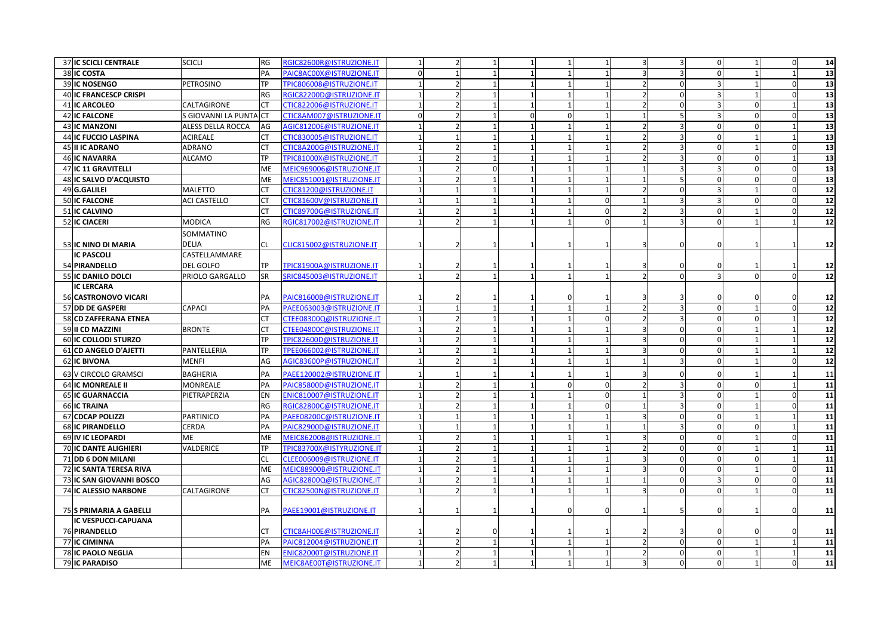| 37 | IC SCICLI CENTRALE | SCICLI | RG | RGIC82600R@ISTRUZIONE.IT | 1 | 2 | 1 | 1 | 1 | 1 | 3 | 3 | 0 | 1 | 0 | 14 |
|---|---|---|---|---|---|---|---|---|---|---|---|---|---|---|---|---|
| 38 | IC COSTA | | PA | PAIC8AC00X@ISTRUZIONE.IT | 0 | 1 | 1 | 1 | 1 | 1 | 3 | 3 | 0 | 1 | 1 | 13 |
| 39 | IC NOSENGO | PETROSINO | TP | TPIC806008@ISTRUZIONE.IT | 1 | 2 | 1 | 1 | 1 | 1 | 2 | 0 | 3 | 1 | 0 | 13 |
| 40 | IC FRANCESCP CRISPI | | RG | RGIC82200D@ISTRUZIONE.IT | 1 | 2 | 1 | 1 | 1 | 1 | 2 | 0 | 3 | 1 | 0 | 13 |
| 41 | IC ARCOLEO | CALTAGIRONE | CT | CTIC822006@ISTRUZIONE.IT | 1 | 2 | 1 | 1 | 1 | 1 | 2 | 0 | 3 | 0 | 1 | 13 |
| 42 | IC FALCONE | S GIOVANNI LA PUNTA | CT | CTIC8AM007@ISTRUZIONE.IT | 0 | 2 | 1 | 0 | 0 | 1 | 1 | 5 | 3 | 0 | 0 | 13 |
| 43 | IC MANZONI | ALESS DELLA ROCCA | AG | AGIC81200E@ISTRUZIONE.IT | 1 | 2 | 1 | 1 | 1 | 1 | 2 | 3 | 0 | 0 | 1 | 13 |
| 44 | IC FUCCIO LASPINA | ACIREALE | CT | CTIC830005@ISTRUZIONE.IT | 1 | 1 | 1 | 1 | 1 | 1 | 2 | 3 | 0 | 1 | 1 | 13 |
| 45 | II IC ADRANO | ADRANO | CT | CTIC8A200G@ISTRUZIONE.IT | 1 | 2 | 1 | 1 | 1 | 1 | 2 | 3 | 0 | 1 | 0 | 13 |
| 46 | IC NAVARRA | ALCAMO | TP | TPIC81000X@ISTRUZIONE.IT | 1 | 2 | 1 | 1 | 1 | 1 | 2 | 3 | 0 | 0 | 1 | 13 |
| 47 | IC 11 GRAVITELLI | | ME | MEIC969006@ISTRUZIONE.IT | 1 | 2 | 0 | 1 | 1 | 1 | 1 | 3 | 3 | 0 | 0 | 13 |
| 48 | IC SALVO D'ACQUISTO | | ME | MEIC851001@ISTRUZIONE.IT | 1 | 2 | 1 | 1 | 1 | 1 | 1 | 5 | 0 | 0 | 0 | 13 |
| 49 | G.GALILEI | MALETTO | CT | CTIC81200@ISTRUZIONE.IT | 1 | 1 | 1 | 1 | 1 | 1 | 2 | 0 | 3 | 1 | 0 | 12 |
| 50 | IC FALCONE | ACI CASTELLO | CT | CTIC81600V@ISTRUZIONE.IT | 1 | 1 | 1 | 1 | 1 | 0 | 1 | 3 | 3 | 0 | 0 | 12 |
| 51 | IC CALVINO | | CT | CTIC89700G@ISTRUZIONE.IT | 1 | 2 | 1 | 1 | 1 | 0 | 2 | 3 | 0 | 1 | 0 | 12 |
| 52 | IC CIACERI | MODICA | RG | RGIC817002@ISTRUZIONE.IT | 1 | 2 | 1 | 1 | 1 | 0 | 1 | 3 | 0 | 1 | 1 | 12 |
| 53 | IC NINO DI MARIA | SOMMATINO DELIA | CL | CLIC815002@ISTRUZIONE.IT | 1 | 2 | 1 | 1 | 1 | 1 | 3 | 0 | 0 | 1 | 1 | 12 |
| 54 | IC PASCOLI PIRANDELLO | CASTELLAMMARE DEL GOLFO | TP | TPIC81900A@ISTRUZIONE.IT | 1 | 2 | 1 | 1 | 1 | 1 | 3 | 0 | 0 | 1 | 1 | 12 |
| 55 | IC DANILO DOLCI | PRIOLO GARGALLO | SR | SRIC845003@ISTRUZIONE.IT | 1 | 2 | 1 | 1 | 1 | 1 | 2 | 0 | 3 | 0 | 0 | 12 |
| 56 | IC LERCARA CASTRONOVO VICARI | | PA | PAIC81600B@ISTRUZIONE.IT | 1 | 2 | 1 | 1 | 0 | 1 | 3 | 3 | 0 | 0 | 0 | 12 |
| 57 | DD DE GASPERI | CAPACI | PA | PAEE063003@ISTRUZIONE.IT | 1 | 1 | 1 | 1 | 1 | 1 | 2 | 3 | 0 | 1 | 0 | 12 |
| 58 | CD ZAFFERANA ETNEA | | CT | CTEE08300Q@ISTRUZIONE.IT | 1 | 2 | 1 | 1 | 1 | 0 | 2 | 3 | 0 | 0 | 1 | 12 |
| 59 | II CD MAZZINI | BRONTE | CT | CTEE04800C@ISTRUZIONE.IT | 1 | 2 | 1 | 1 | 1 | 1 | 3 | 0 | 0 | 1 | 1 | 12 |
| 60 | IC COLLODI STURZO | | TP | TPIC82600D@ISTRUZIONE.IT | 1 | 2 | 1 | 1 | 1 | 1 | 3 | 0 | 0 | 1 | 1 | 12 |
| 61 | CD ANGELO D'AJETTI | PANTELLERIA | TP | TPEE066002@ISTRUZIONE.IT | 1 | 2 | 1 | 1 | 1 | 1 | 3 | 0 | 0 | 1 | 1 | 12 |
| 62 | IC BIVONA | MENFI | AG | AGIC83600P@ISTRUZIONE.IT | 1 | 2 | 1 | 1 | 1 | 1 | 1 | 3 | 0 | 1 | 0 | 12 |
| 63 | V CIRCOLO GRAMSCI | BAGHERIA | PA | PAEE120002@ISTRUZIONE.IT | 1 | 1 | 1 | 1 | 1 | 1 | 3 | 0 | 0 | 1 | 1 | 11 |
| 64 | IC MONREALE II | MONREALE | PA | PAIC85800D@ISTRUZIONE.IT | 1 | 2 | 1 | 1 | 0 | 0 | 2 | 3 | 0 | 0 | 1 | 11 |
| 65 | IC GUARNACCIA | PIETRAPERZIA | EN | ENIC810007@ISTRUZIONE.IT | 1 | 2 | 1 | 1 | 1 | 0 | 1 | 3 | 0 | 1 | 0 | 11 |
| 66 | IC TRAINA | | RG | RGIC82800C@ISTRUZIONE.IT | 1 | 2 | 1 | 1 | 1 | 0 | 1 | 3 | 0 | 1 | 0 | 11 |
| 67 | CDCAP POLIZZI | PARTINICO | PA | PAEE08200C@ISTRUZIONE.IT | 1 | 1 | 1 | 1 | 1 | 1 | 3 | 0 | 0 | 1 | 1 | 11 |
| 68 | IC PIRANDELLO | CERDA | PA | PAIC82900D@ISTRUZIONE.IT | 1 | 1 | 1 | 1 | 1 | 1 | 1 | 3 | 0 | 0 | 1 | 11 |
| 69 | IV IC LEOPARDI | ME | ME | MEIC86200B@ISTRUZIONE.IT | 1 | 2 | 1 | 1 | 1 | 1 | 3 | 0 | 0 | 1 | 0 | 11 |
| 70 | IC DANTE ALIGHIERI | VALDERICE | TP | TPIC83700X@ISTYRUZIONE.IT | 1 | 2 | 1 | 1 | 1 | 1 | 2 | 0 | 0 | 1 | 1 | 11 |
| 71 | DD 6 DON MILANI | | CL | CLEE006009@ISTRUZIONE.IT | 1 | 2 | 1 | 1 | 1 | 1 | 3 | 0 | 0 | 0 | 1 | 11 |
| 72 | IC SANTA TERESA RIVA | | ME | MEIC88900B@ISTRUZIONE.IT | 1 | 2 | 1 | 1 | 1 | 1 | 3 | 0 | 0 | 1 | 0 | 11 |
| 73 | IC SAN GIOVANNI BOSCO | | AG | AGIC82800Q@ISTRUZIONE.IT | 1 | 2 | 1 | 1 | 1 | 1 | 1 | 0 | 3 | 0 | 0 | 11 |
| 74 | IC ALESSIO NARBONE | CALTAGIRONE | CT | CTIC82500N@ISTRUZIONE.IT | 1 | 2 | 1 | 1 | 1 | 1 | 3 | 0 | 0 | 1 | 0 | 11 |
| 75 | S PRIMARIA A GABELLI | | PA | PAEE19001@ISTRUZIONE.IT | 1 | 1 | 1 | 1 | 0 | 0 | 1 | 5 | 0 | 1 | 0 | 11 |
| 76 | IC VESPUCCI-CAPUANA PIRANDELLO | | CT | CTIC8AH00E@ISTRUZIONE.IT | 1 | 2 | 0 | 1 | 1 | 1 | 2 | 3 | 0 | 0 | 0 | 11 |
| 77 | IC CIMINNA | | PA | PAIC812004@ISTRUZIONE.IT | 1 | 2 | 1 | 1 | 1 | 1 | 2 | 0 | 0 | 1 | 1 | 11 |
| 78 | IC PAOLO NEGLIA | | EN | ENIC82000T@ISTRUZIONE.IT | 1 | 2 | 1 | 1 | 1 | 1 | 2 | 0 | 0 | 1 | 1 | 11 |
| 79 | IC PARADISO | | ME | MEIC8AE00T@ISTRUZIONE.IT | 1 | 2 | 1 | 1 | 1 | 1 | 3 | 0 | 0 | 1 | 0 | 11 |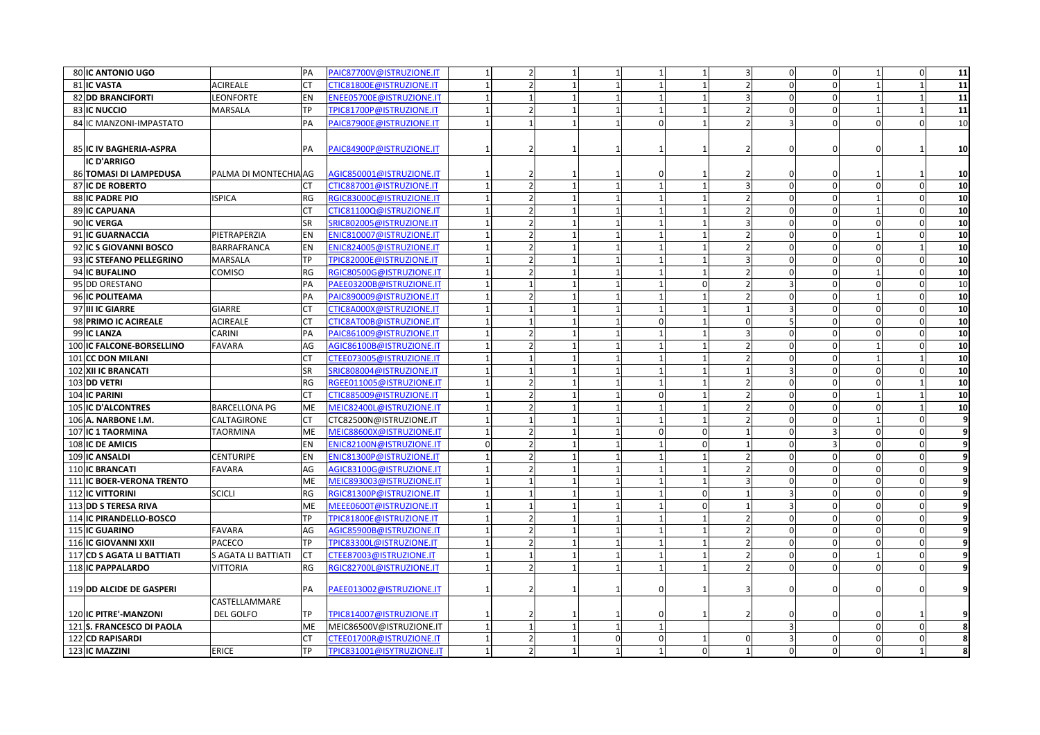| | | | | | | | | | | | | | | | |
|---|---|---|---|---|---|---|---|---|---|---|---|---|---|---|---|
| 80 | **IC ANTONIO UGO** | | PA | PAIC87700V@ISTRUZIONE.IT | 1 | 2 | 1 | 1 | 1 | 1 | 3 | 0 | 0 | 1 | 0 | **11** |
| 81 | **IC VASTA** | ACIREALE | CT | CTIC81800E@ISTRUZIONE.IT | 1 | 2 | 1 | 1 | 1 | 1 | 2 | 0 | 0 | 1 | 1 | **11** |
| 82 | **DD BRANCIFORTI** | LEONFORTE | EN | ENEE05700E@ISTRUZIONE.IT | 1 | 1 | 1 | 1 | 1 | 1 | 3 | 0 | 0 | 1 | 1 | **11** |
| 83 | **IC NUCCIO** | MARSALA | TP | TPIC81700P@ISTRUZIONE.IT | 1 | 2 | 1 | 1 | 1 | 1 | 2 | 0 | 0 | 1 | 1 | **11** |
| 84 | IC MANZONI-IMPASTATO | | PA | PAIC87900E@ISTRUZIONE.IT | 1 | 1 | 1 | 1 | 0 | 1 | 2 | 3 | 0 | 0 | 0 | 10 |
| 85 | **IC IV BAGHERIA-ASPRA** | | PA | PAIC84900P@ISTRUZIONE.IT | 1 | 2 | 1 | 1 | 1 | 1 | 2 | 0 | 0 | 0 | 1 | **10** |
| 86 | **IC D'ARRIGO TOMASI DI LAMPEDUSA** | PALMA DI MONTECHIARO | AG | AGIC850001@ISTRUZIONE.IT | 1 | 2 | 1 | 1 | 0 | 1 | 2 | 0 | 0 | 1 | 1 | **10** |
| 87 | **IC DE ROBERTO** | | CT | CTIC887001@ISTRUZIONE.IT | 1 | 2 | 1 | 1 | 1 | 1 | 3 | 0 | 0 | 0 | 0 | **10** |
| 88 | **IC PADRE PIO** | ISPICA | RG | RGIC83000C@ISTRUZIONE.IT | 1 | 2 | 1 | 1 | 1 | 1 | 2 | 0 | 0 | 1 | 0 | **10** |
| 89 | **IC CAPUANA** | | CT | CTIC81100Q@ISTRUZIONE.IT | 1 | 2 | 1 | 1 | 1 | 1 | 2 | 0 | 0 | 1 | 0 | **10** |
| 90 | **IC VERGA** | | SR | SRIC802005@ISTRUZIONE.IT | 1 | 2 | 1 | 1 | 1 | 1 | 3 | 0 | 0 | 0 | 0 | **10** |
| 91 | **IC GUARNACCIA** | PIETRAPERZIA | EN | ENIC810007@ISTRUZIONE.IT | 1 | 2 | 1 | 1 | 1 | 1 | 2 | 0 | 0 | 1 | 0 | **10** |
| 92 | **IC S GIOVANNI BOSCO** | BARRAFRANCA | EN | ENIC824005@ISTRUZIONE.IT | 1 | 2 | 1 | 1 | 1 | 1 | 2 | 0 | 0 | 0 | 1 | **10** |
| 93 | **IC STEFANO PELLEGRINO** | MARSALA | TP | TPIC82000E@ISTRUZIONE.IT | 1 | 2 | 1 | 1 | 1 | 1 | 3 | 0 | 0 | 0 | 0 | **10** |
| 94 | **IC BUFALINO** | COMISO | RG | RGIC80500G@ISTRUZIONE.IT | 1 | 2 | 1 | 1 | 1 | 1 | 2 | 0 | 0 | 1 | 0 | **10** |
| 95 | DD ORESTANO | | PA | PAEE03200B@ISTRUZIONE.IT | 1 | 1 | 1 | 1 | 1 | 0 | 2 | 3 | 0 | 0 | 0 | 10 |
| 96 | **IC POLITEAMA** | | PA | PAIC890009@ISTRUZIONE.IT | 1 | 2 | 1 | 1 | 1 | 1 | 2 | 0 | 0 | 1 | 0 | **10** |
| 97 | **III IC GIARRE** | GIARRE | CT | CTIC8A000X@ISTRUZIONE.IT | 1 | 1 | 1 | 1 | 1 | 1 | 1 | 3 | 0 | 0 | 0 | **10** |
| 98 | **PRIMO IC ACIREALE** | ACIREALE | CT | CTIC8AT00B@ISTRUZIONE.IT | 1 | 1 | 1 | 1 | 0 | 1 | 0 | 5 | 0 | 0 | 0 | **10** |
| 99 | **IC LANZA** | CARINI | PA | PAIC861009@ISTRUZIONE.IT | 1 | 2 | 1 | 1 | 1 | 1 | 3 | 0 | 0 | 0 | 0 | **10** |
| 100 | **IC FALCONE-BORSELLINO** | FAVARA | AG | AGIC86100B@ISTRUZIONE.IT | 1 | 2 | 1 | 1 | 1 | 1 | 2 | 0 | 0 | 1 | 0 | **10** |
| 101 | **CC DON MILANI** | | CT | CTEE073005@ISTRUZIONE.IT | 1 | 1 | 1 | 1 | 1 | 1 | 2 | 0 | 0 | 1 | 1 | **10** |
| 102 | **XII IC BRANCATI** | | SR | SRIC808004@ISTRUZIONE.IT | 1 | 1 | 1 | 1 | 1 | 1 | 1 | 3 | 0 | 0 | 0 | **10** |
| 103 | **DD VETRI** | | RG | RGEE011005@ISTRUZIONE.IT | 1 | 2 | 1 | 1 | 1 | 1 | 2 | 0 | 0 | 0 | 1 | **10** |
| 104 | **IC PARINI** | | CT | CTIC885009@ISTRUZIONE.IT | 1 | 2 | 1 | 1 | 0 | 1 | 2 | 0 | 0 | 1 | 1 | **10** |
| 105 | **IC D'ALCONTRES** | BARCELLONA PG | ME | MEIC82400L@ISTRUZIONE.IT | 1 | 2 | 1 | 1 | 1 | 1 | 2 | 0 | 0 | 0 | 1 | **10** |
| 106 | **A. NARBONE I.M.** | CALTAGIRONE | CT | CTC82500N@ISTRUZIONE.IT | 1 | 1 | 1 | 1 | 1 | 1 | 2 | 0 | 0 | 1 | 0 | **9** |
| 107 | **IC 1 TAORMINA** | TAORMINA | ME | MEIC88600X@ISTRUZIONE.IT | 1 | 2 | 1 | 1 | 0 | 0 | 1 | 0 | 3 | 0 | 0 | **9** |
| 108 | **IC DE AMICIS** | | EN | ENIC82100N@ISTRUZIONE.IT | 0 | 2 | 1 | 1 | 1 | 0 | 1 | 0 | 3 | 0 | 0 | **9** |
| 109 | **IC ANSALDI** | CENTURIPE | EN | ENIC81300P@ISTRUZIONE.IT | 1 | 2 | 1 | 1 | 1 | 1 | 2 | 0 | 0 | 0 | 0 | **9** |
| 110 | **IC BRANCATI** | FAVARA | AG | AGIC83100G@ISTRUZIONE.IT | 1 | 2 | 1 | 1 | 1 | 1 | 2 | 0 | 0 | 0 | 0 | **9** |
| 111 | **IC BOER-VERONA TRENTO** | | ME | MEIC893003@ISTRUZIONE.IT | 1 | 1 | 1 | 1 | 1 | 1 | 3 | 0 | 0 | 0 | 0 | **9** |
| 112 | **IC VITTORINI** | SCICLI | RG | RGIC81300P@ISTRUZIONE.IT | 1 | 1 | 1 | 1 | 1 | 0 | 1 | 3 | 0 | 0 | 0 | **9** |
| 113 | **DD S TERESA RIVA** | | ME | MEEE0600T@ISTRUZIONE.IT | 1 | 1 | 1 | 1 | 1 | 0 | 1 | 3 | 0 | 0 | 0 | **9** |
| 114 | **IC PIRANDELLO-BOSCO** | | TP | TPIC81800E@ISTRUZIONE.IT | 1 | 2 | 1 | 1 | 1 | 1 | 2 | 0 | 0 | 0 | 0 | **9** |
| 115 | **IC GUARINO** | FAVARA | AG | AGIC85900B@ISTRUZIONE.IT | 1 | 2 | 1 | 1 | 1 | 1 | 2 | 0 | 0 | 0 | 0 | **9** |
| 116 | **IC GIOVANNI XXII** | PACECO | TP | TPIC83300L@ISTRUZIONE.IT | 1 | 2 | 1 | 1 | 1 | 1 | 2 | 0 | 0 | 0 | 0 | **9** |
| 117 | **CD S AGATA LI BATTIATI** | S AGATA LI BATTIATI | CT | CTEE87003@ISTRUZIONE.IT | 1 | 1 | 1 | 1 | 1 | 1 | 2 | 0 | 0 | 1 | 0 | **9** |
| 118 | **IC PAPPALARDO** | VITTORIA | RG | RGIC82700L@ISTRUZIONE.IT | 1 | 2 | 1 | 1 | 1 | 1 | 2 | 0 | 0 | 0 | 0 | **9** |
| 119 | **DD ALCIDE DE GASPERI** | | PA | PAEE013002@ISTRUZIONE.IT | 1 | 2 | 1 | 1 | 0 | 1 | 3 | 0 | 0 | 0 | 0 | **9** |
| 120 | **IC PITRE'-MANZONI** | CASTELLAMMARE DEL GOLFO | TP | TPIC814007@ISTRUZIONE.IT | 1 | 2 | 1 | 1 | 0 | 1 | 2 | 0 | 0 | 0 | 1 | **9** |
| 121 | **S. FRANCESCO DI PAOLA** | | ME | MEIC86500V@ISTRUZIONE.IT | 1 | 1 | 1 | 1 | 1 | | | 3 | | 0 | 0 | **8** |
| 122 | **CD RAPISARDI** | | CT | CTEE01700R@ISTRUZIONE.IT | 1 | 2 | 1 | 0 | 0 | 1 | 0 | 3 | 0 | 0 | 0 | **8** |
| 123 | **IC MAZZINI** | ERICE | TP | TPIC831001@ISYTRUZIONE.IT | 1 | 2 | 1 | 1 | 1 | 0 | 1 | 0 | 0 | 0 | 1 | **8** |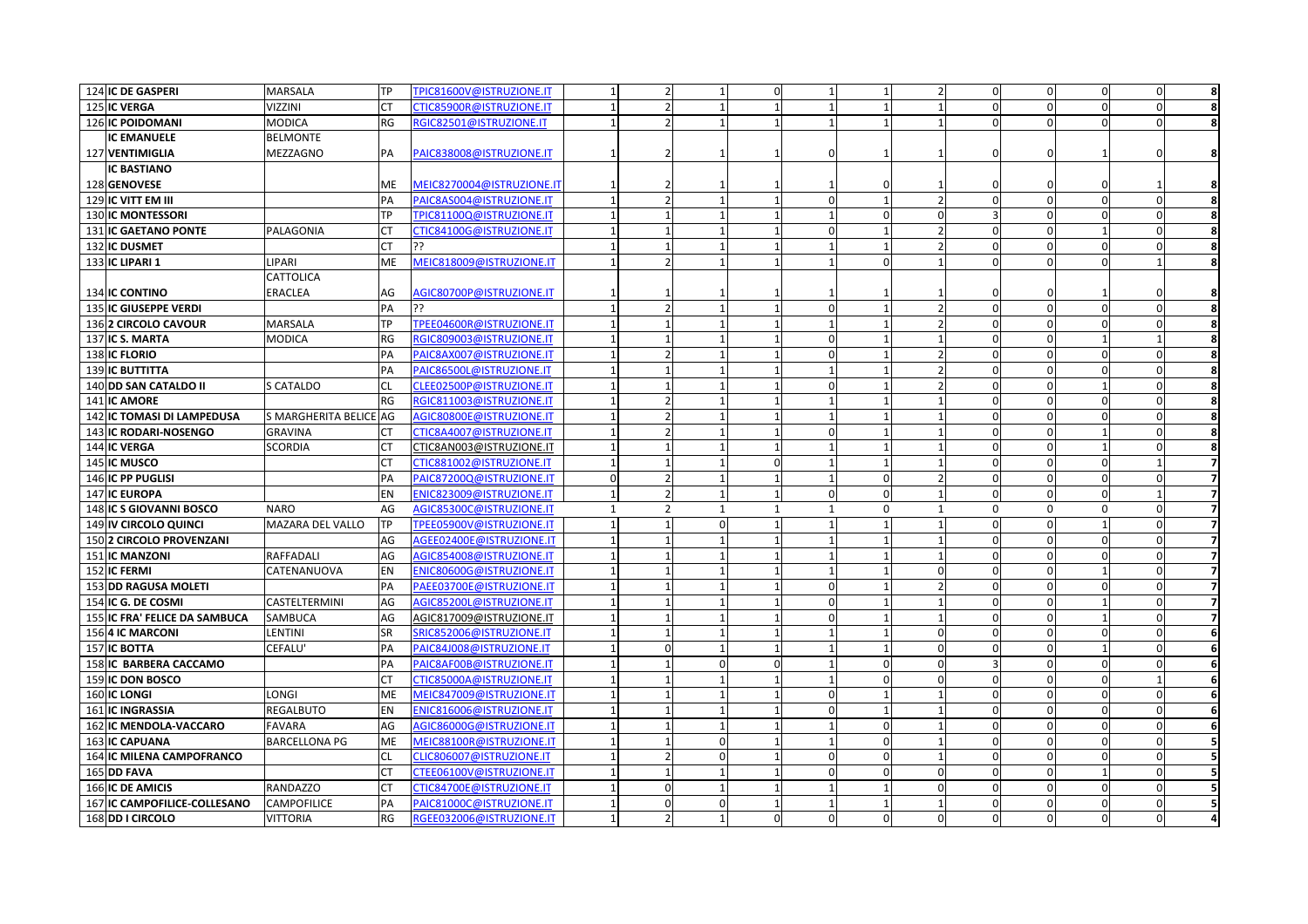| | | | | | | | | | | | | | | | | |
|---|---|---|---|---|---|---|---|---|---|---|---|---|---|---|---|---|
| 124 | **IC DE GASPERI** | MARSALA | TP | TPIC81600V@ISTRUZIONE.IT | 1 | 2 | 1 | 0 | 1 | 1 | 2 | 0 | 0 | 0 | 0 | **8** |
| 125 | **IC VERGA** | VIZZINI | CT | CTIC85900R@ISTRUZIONE.IT | 1 | 2 | 1 | 1 | 1 | 1 | 1 | 0 | 0 | 0 | 0 | **8** |
| 126 | **IC POIDOMANI** | MODICA | RG | RGIC82501@ISTRUZIONE.IT | 1 | 2 | 1 | 1 | 1 | 1 | 1 | 0 | 0 | 0 | 0 | **8** |
| 127 | **IC EMANUELE VENTIMIGLIA** | BELMONTE MEZZAGNO | PA | PAIC838008@ISTRUZIONE.IT | 1 | 2 | 1 | 1 | 0 | 1 | 1 | 0 | 0 | 1 | 0 | **8** |
| 128 | **IC BASTIANO GENOVESE** | | ME | MEIC8270004@ISTRUZIONE.IT | 1 | 2 | 1 | 1 | 1 | 0 | 1 | 0 | 0 | 0 | 1 | **8** |
| 129 | **IC VITT EM III** | | PA | PAIC8AS004@ISTRUZIONE.IT | 1 | 2 | 1 | 1 | 0 | 1 | 2 | 0 | 0 | 0 | 0 | **8** |
| 130 | **IC MONTESSORI** | | TP | TPIC81100Q@ISTRUZIONE.IT | 1 | 1 | 1 | 1 | 1 | 0 | 0 | 3 | 0 | 0 | 0 | **8** |
| 131 | **IC GAETANO PONTE** | PALAGONIA | CT | CTIC84100G@ISTRUZIONE.IT | 1 | 1 | 1 | 1 | 0 | 1 | 2 | 0 | 0 | 1 | 0 | **8** |
| 132 | **IC DUSMET** | | CT | ?? | 1 | 1 | 1 | 1 | 1 | 1 | 2 | 0 | 0 | 0 | 0 | **8** |
| 133 | **IC LIPARI 1** | LIPARI | ME | MEIC818009@ISTRUZIONE.IT | 1 | 2 | 1 | 1 | 1 | 0 | 1 | 0 | 0 | 0 | 1 | **8** |
| 134 | **IC CONTINO** | CATTOLICA ERACLEA | AG | AGIC80700P@ISTRUZIONE.IT | 1 | 1 | 1 | 1 | 1 | 1 | 1 | 0 | 0 | 1 | 0 | **8** |
| 135 | **IC GIUSEPPE VERDI** | | PA | ?? | 1 | 2 | 1 | 1 | 0 | 1 | 2 | 0 | 0 | 0 | 0 | **8** |
| 136 | **2 CIRCOLO CAVOUR** | MARSALA | TP | TPEE04600R@ISTRUZIONE.IT | 1 | 1 | 1 | 1 | 1 | 1 | 2 | 0 | 0 | 0 | 0 | **8** |
| 137 | **IC S. MARTA** | MODICA | RG | RGIC809003@ISTRUZIONE.IT | 1 | 1 | 1 | 1 | 0 | 1 | 1 | 0 | 0 | 1 | 1 | **8** |
| 138 | **IC FLORIO** | | PA | PAIC8AX007@ISTRUZIONE.IT | 1 | 2 | 1 | 1 | 0 | 1 | 2 | 0 | 0 | 0 | 0 | **8** |
| 139 | **IC BUTTITTA** | | PA | PAIC86500L@ISTRUZIONE.IT | 1 | 1 | 1 | 1 | 1 | 1 | 2 | 0 | 0 | 0 | 0 | **8** |
| 140 | **DD SAN CATALDO II** | S CATALDO | CL | CLEE02500P@ISTRUZIONE.IT | 1 | 1 | 1 | 1 | 0 | 1 | 2 | 0 | 0 | 1 | 0 | **8** |
| 141 | **IC AMORE** | | RG | RGIC811003@ISTRUZIONE.IT | 1 | 2 | 1 | 1 | 1 | 1 | 1 | 0 | 0 | 0 | 0 | **8** |
| 142 | **IC TOMASI DI LAMPEDUSA** | S MARGHERITA BELICE | AG | AGIC80800E@ISTRUZIONE.IT | 1 | 2 | 1 | 1 | 1 | 1 | 1 | 0 | 0 | 0 | 0 | **8** |
| 143 | **IC RODARI-NOSENGO** | GRAVINA | CT | CTIC8A4007@ISTRUZIONE.IT | 1 | 2 | 1 | 1 | 0 | 1 | 1 | 0 | 0 | 1 | 0 | **8** |
| 144 | **IC VERGA** | SCORDIA | CT | CTIC8AN003@ISTRUZIONE.IT | 1 | 1 | 1 | 1 | 1 | 1 | 1 | 0 | 0 | 1 | 0 | **8** |
| 145 | **IC MUSCO** | | CT | CTIC881002@ISTRUZIONE.IT | 1 | 1 | 1 | 0 | 1 | 1 | 1 | 0 | 0 | 0 | 1 | **7** |
| 146 | **IC PP PUGLISI** | | PA | PAIC87200Q@ISTRUZIONE.IT | 0 | 2 | 1 | 1 | 1 | 0 | 2 | 0 | 0 | 0 | 0 | **7** |
| 147 | **IC EUROPA** | | EN | ENIC823009@ISTRUZIONE.IT | 1 | 2 | 1 | 1 | 0 | 0 | 1 | 0 | 0 | 0 | 1 | **7** |
| 148 | **IC S GIOVANNI BOSCO** | NARO | AG | AGIC85300C@ISTRUZIONE.IT | 1 | 2 | 1 | 1 | 1 | 0 | 1 | 0 | 0 | 0 | 0 | **7** |
| 149 | **IV CIRCOLO QUINCI** | MAZARA DEL VALLO | TP | TPEE05900V@ISTRUZIONE.IT | 1 | 1 | 0 | 1 | 1 | 1 | 1 | 0 | 0 | 1 | 0 | **7** |
| 150 | **2 CIRCOLO PROVENZANI** | | AG | AGEE02400E@ISTRUZIONE.IT | 1 | 1 | 1 | 1 | 1 | 1 | 1 | 0 | 0 | 0 | 0 | **7** |
| 151 | **IC MANZONI** | RAFFADALI | AG | AGIC854008@ISTRUZIONE.IT | 1 | 1 | 1 | 1 | 1 | 1 | 1 | 0 | 0 | 0 | 0 | **7** |
| 152 | **IC FERMI** | CATENANUOVA | EN | ENIC80600G@ISTRUZIONE.IT | 1 | 1 | 1 | 1 | 1 | 1 | 0 | 0 | 0 | 1 | 0 | **7** |
| 153 | **DD RAGUSA MOLETI** | | PA | PAEE03700E@ISTRUZIONE.IT | 1 | 1 | 1 | 1 | 0 | 1 | 2 | 0 | 0 | 0 | 0 | **7** |
| 154 | **IC G. DE COSMI** | CASTELTERMINI | AG | AGIC85200L@ISTRUZIONE.IT | 1 | 1 | 1 | 1 | 0 | 1 | 1 | 0 | 0 | 1 | 0 | **7** |
| 155 | **IC FRA' FELICE DA SAMBUCA** | SAMBUCA | AG | AGIC817009@ISTRUZIONE.IT | 1 | 1 | 1 | 1 | 0 | 1 | 1 | 0 | 0 | 1 | 0 | **7** |
| 156 | **4 IC MARCONI** | LENTINI | SR | SRIC852006@ISTRUZIONE.IT | 1 | 1 | 1 | 1 | 1 | 1 | 0 | 0 | 0 | 0 | 0 | **6** |
| 157 | **IC BOTTA** | CEFALU' | PA | PAIC84J008@ISTRUZIONE.IT | 1 | 0 | 1 | 1 | 1 | 1 | 0 | 0 | 0 | 1 | 0 | **6** |
| 158 | **IC BARBERA CACCAMO** | | PA | PAIC8AF00B@ISTRUZIONE.IT | 1 | 1 | 0 | 0 | 1 | 0 | 0 | 3 | 0 | 0 | 0 | **6** |
| 159 | **IC DON BOSCO** | | CT | CTIC85000A@ISTRUZIONE.IT | 1 | 1 | 1 | 1 | 1 | 0 | 0 | 0 | 0 | 0 | 1 | **6** |
| 160 | **IC LONGI** | LONGI | ME | MEIC847009@ISTRUZIONE.IT | 1 | 1 | 1 | 1 | 0 | 1 | 1 | 0 | 0 | 0 | 0 | **6** |
| 161 | **IC INGRASSIA** | REGALBUTO | EN | ENIC816006@ISTRUZIONE.IT | 1 | 1 | 1 | 1 | 0 | 1 | 1 | 0 | 0 | 0 | 0 | **6** |
| 162 | **IC MENDOLA-VACCARO** | FAVARA | AG | AGIC86000G@ISTRUZIONE.IT | 1 | 1 | 1 | 1 | 1 | 0 | 1 | 0 | 0 | 0 | 0 | **6** |
| 163 | **IC CAPUANA** | BARCELLONA PG | ME | MEIC88100R@ISTRUZIONE.IT | 1 | 1 | 0 | 1 | 1 | 0 | 1 | 0 | 0 | 0 | 0 | **5** |
| 164 | **IC MILENA CAMPOFRANCO** | | CL | CLIC806007@ISTRUZIONE.IT | 1 | 2 | 0 | 1 | 0 | 0 | 1 | 0 | 0 | 0 | 0 | **5** |
| 165 | **DD FAVA** | | CT | CTEE06100V@ISTRUZIONE.IT | 1 | 1 | 1 | 1 | 0 | 0 | 0 | 0 | 0 | 1 | 0 | **5** |
| 166 | **IC DE AMICIS** | RANDAZZO | CT | CTIC84700E@ISTRUZIONE.IT | 1 | 0 | 1 | 1 | 1 | 1 | 0 | 0 | 0 | 0 | 0 | **5** |
| 167 | **IC CAMPOFILICE-COLLESANO** | CAMPOFILICE | PA | PAIC81000C@ISTRUZIONE.IT | 1 | 0 | 0 | 1 | 1 | 1 | 1 | 0 | 0 | 0 | 0 | **5** |
| 168 | **DD I CIRCOLO** | VITTORIA | RG | RGEE032006@ISTRUZIONE.IT | 1 | 2 | 1 | 0 | 0 | 0 | 0 | 0 | 0 | 0 | 0 | **4** |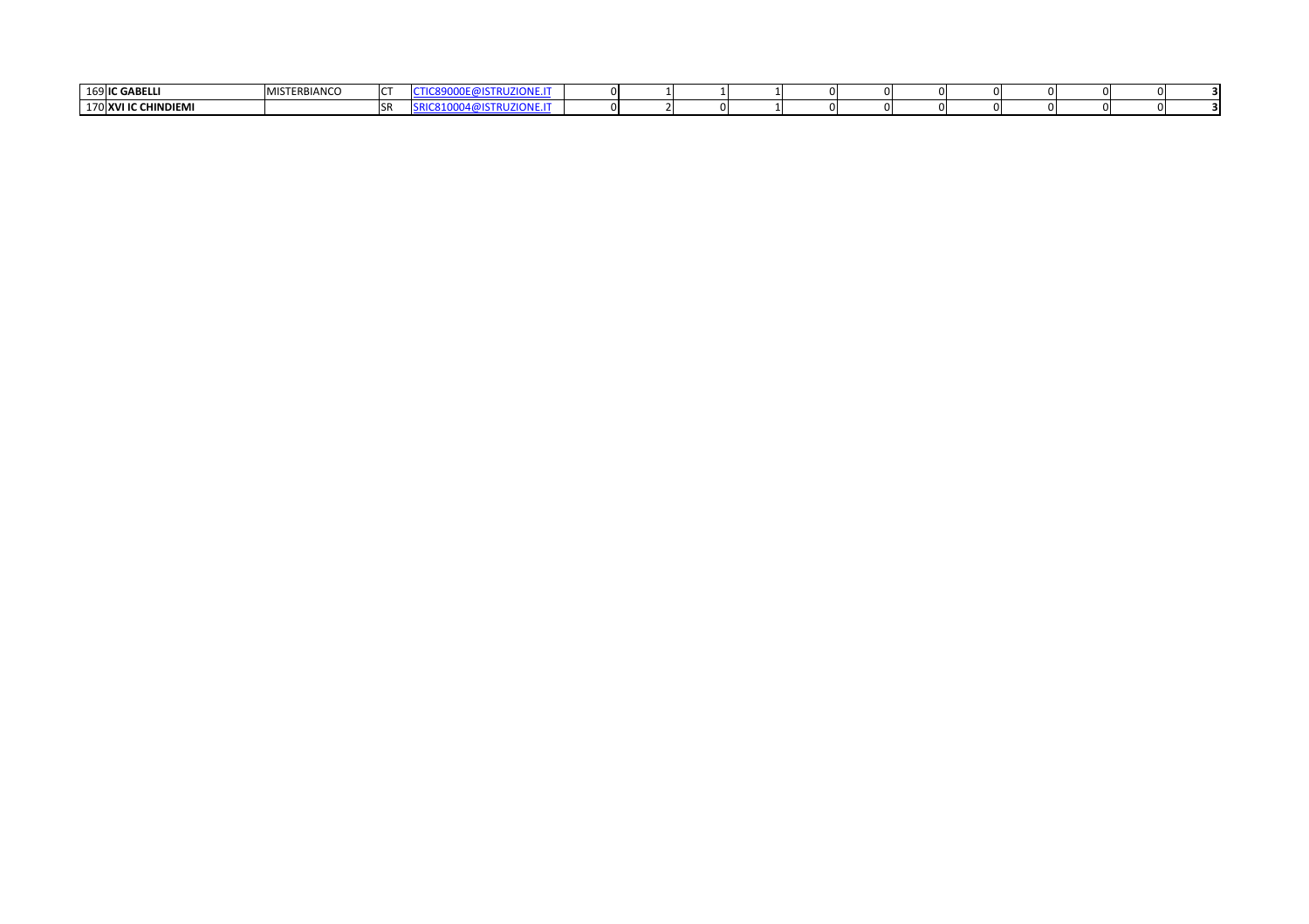| | | | | | | | | | | | | | | | | |
|---|---|---|---|---|---|---|---|---|---|---|---|---|---|---|---|---|
| 169 | **IC GABELLI** | MISTERBIANCO | CT | CTIC89000E@ISTRUZIONE.IT | 0 | 1 | 1 | 1 | 0 | 0 | 0 | 0 | 0 | 0 | 0 | **3** |
| 170 | **XVI IC CHINDIEMI** | | SR | SRIC810004@ISTRUZIONE.IT | 0 | 2 | 0 | 1 | 0 | 0 | 0 | 0 | 0 | 0 | 0 | **3** |